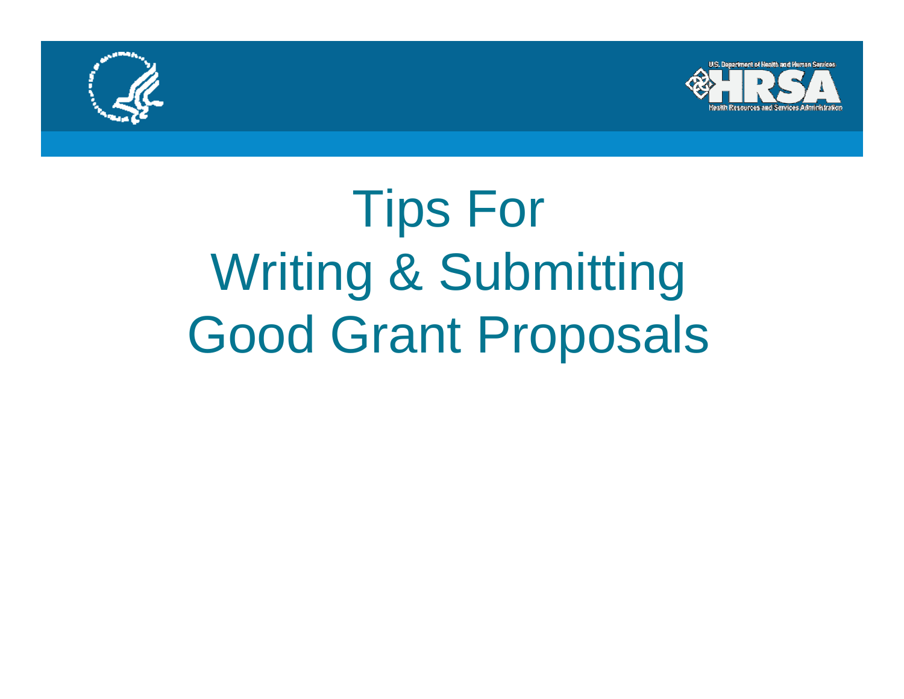# Tips For Writing & Submitting Good Grant Proposals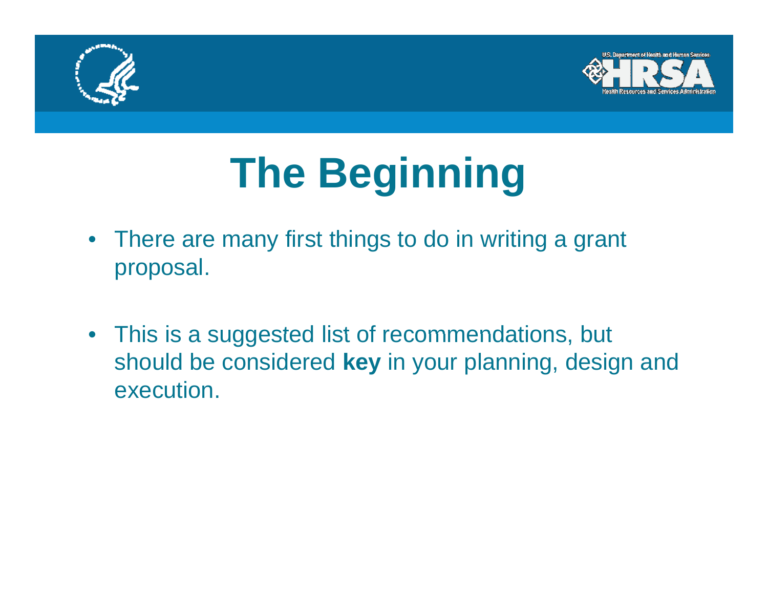# The Beginning

- There are many first things to do in writing a grant proposal.

- This is a suggested list of recommendations, but should be considered **key** in your planning, design and execution.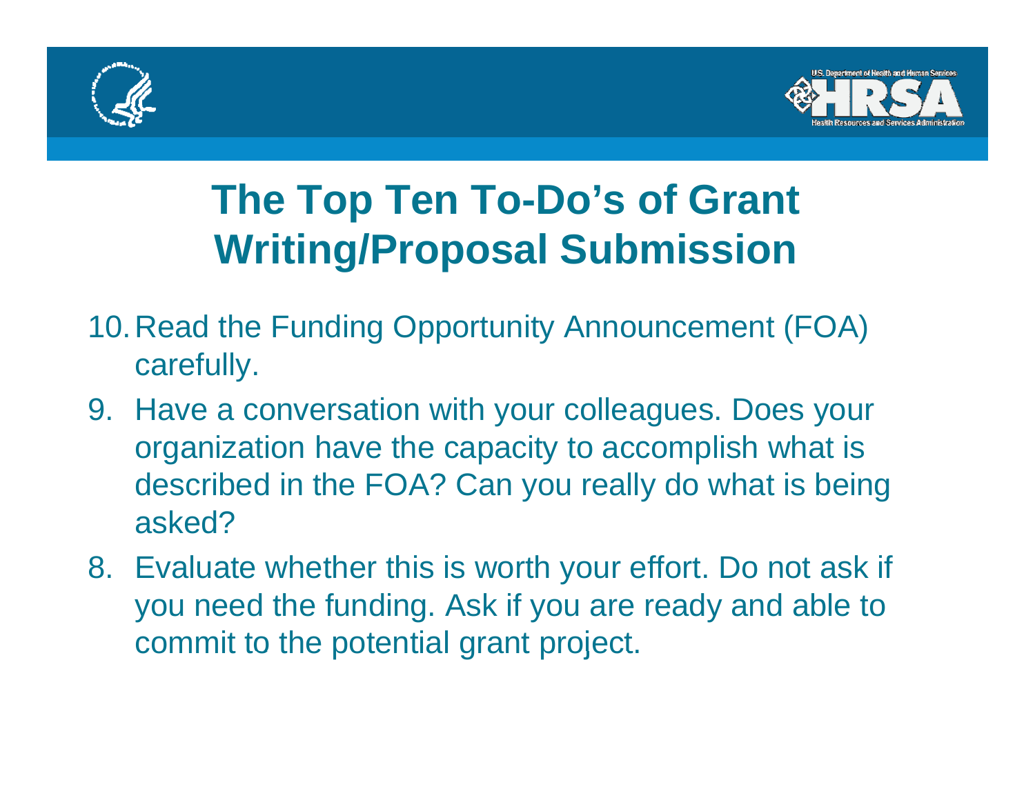# The Top Ten To-Do's of Grant Writing/Proposal Submission

10. Read the Funding Opportunity Announcement (FOA) carefully.
9. Have a conversation with your colleagues. Does your organization have the capacity to accomplish what is described in the FOA? Can you really do what is being asked?
8. Evaluate whether this is worth your effort. Do not ask if you need the funding. Ask if you are ready and able to commit to the potential grant project.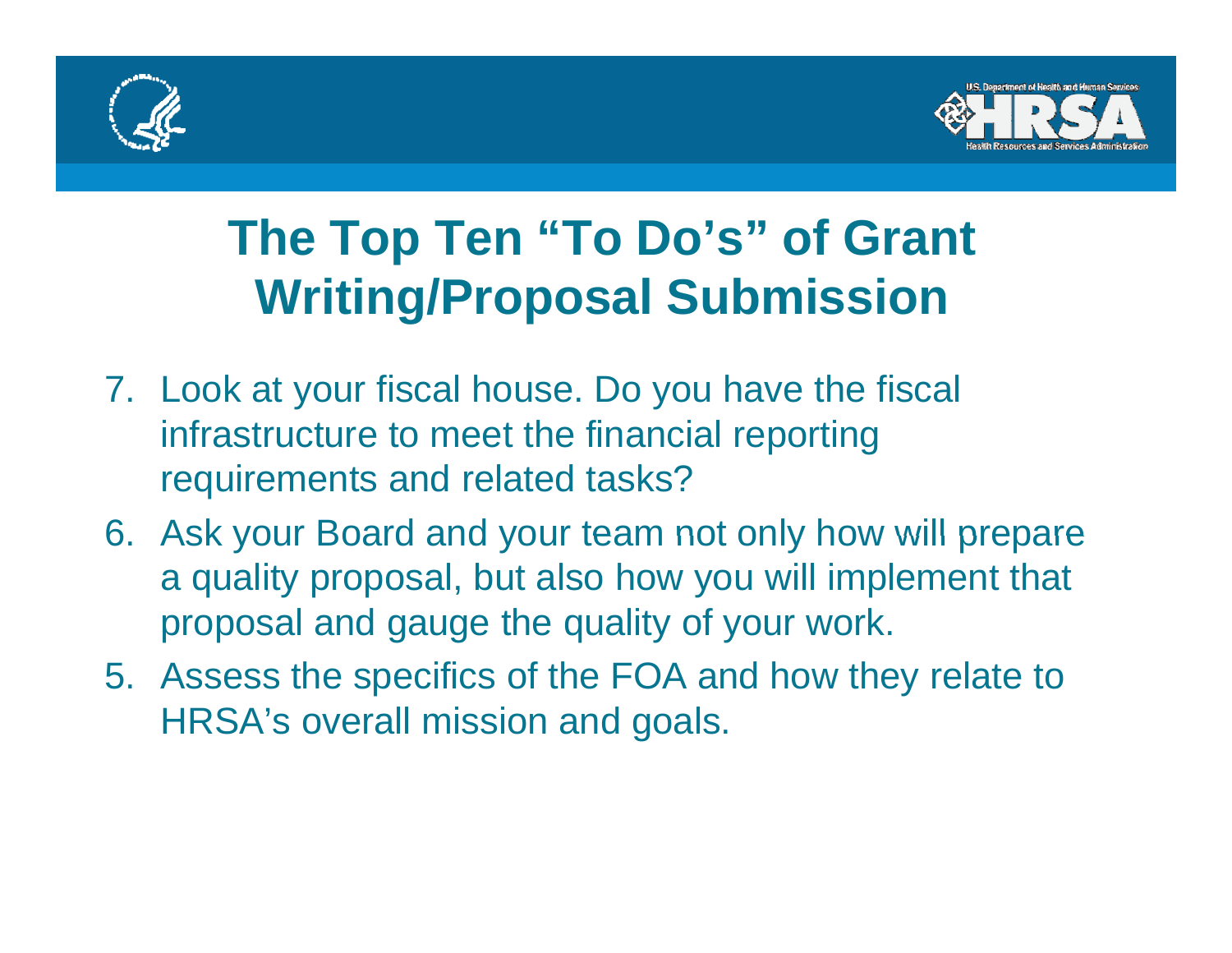# The Top Ten "To Do's" of Grant Writing/Proposal Submission

7. Look at your fiscal house. Do you have the fiscal infrastructure to meet the financial reporting requirements and related tasks?
6. Ask your Board and your team not only how will prepare a quality proposal, but also how you will implement that proposal and gauge the quality of your work.
5. Assess the specifics of the FOA and how they relate to HRSA's overall mission and goals.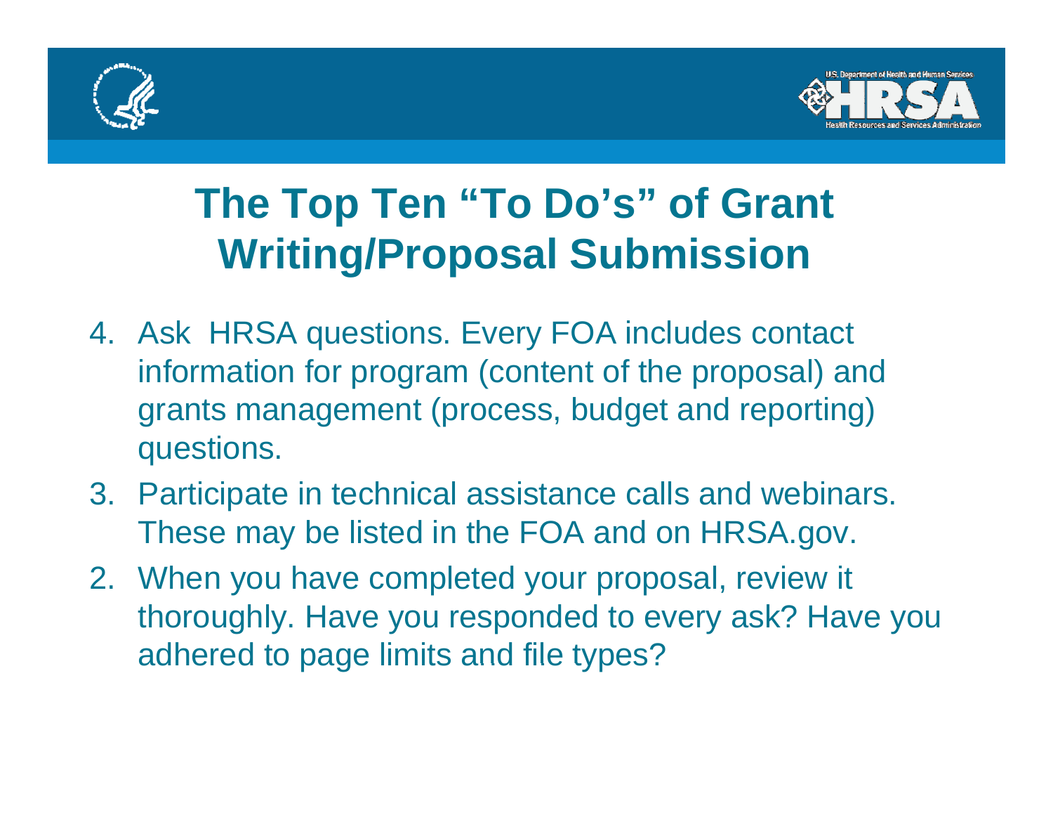# The Top Ten "To Do's" of Grant Writing/Proposal Submission

4. Ask  HRSA questions. Every FOA includes contact information for program (content of the proposal) and grants management (process, budget and reporting) questions.
3. Participate in technical assistance calls and webinars. These may be listed in the FOA and on HRSA.gov.
2. When you have completed your proposal, review it thoroughly. Have you responded to every ask? Have you adhered to page limits and file types?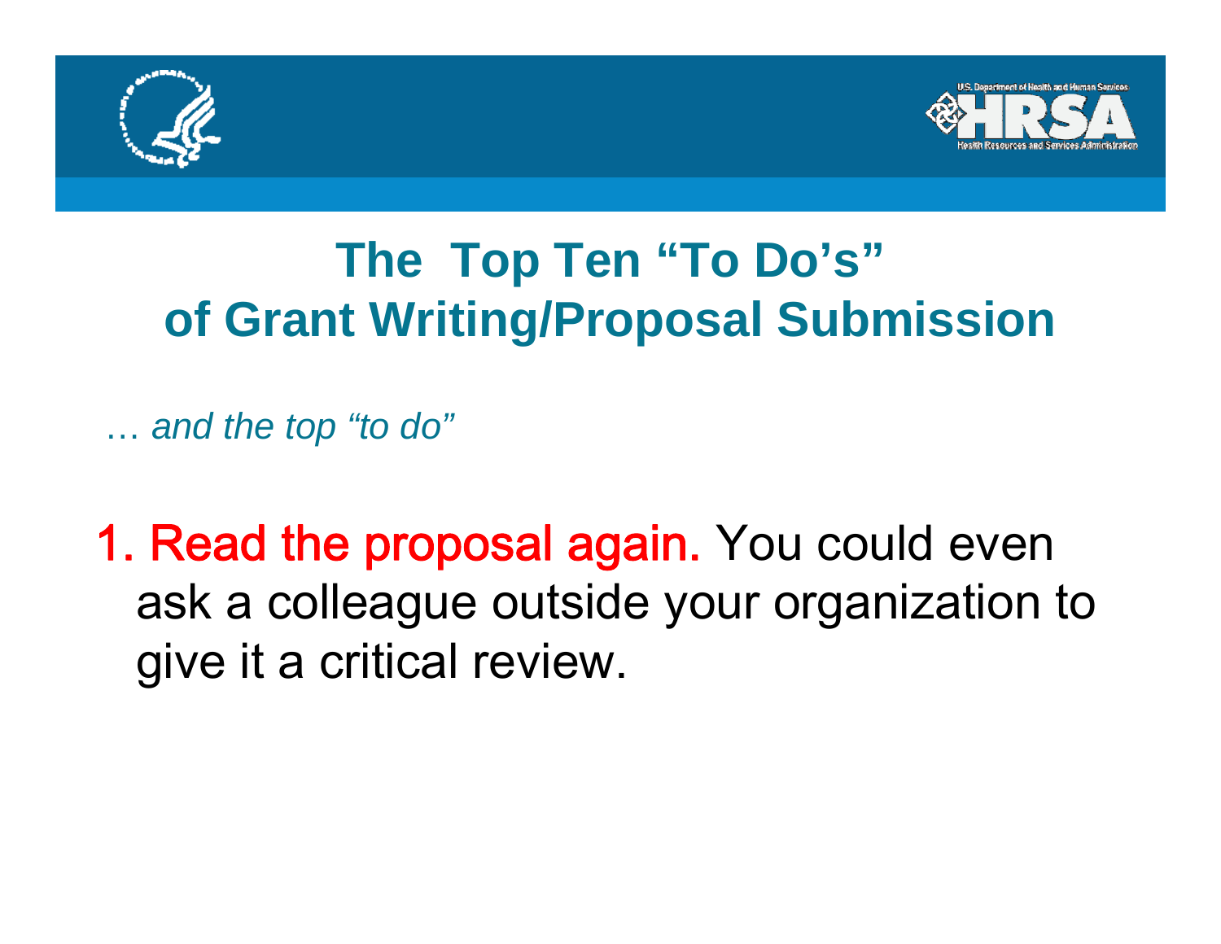# The Top Ten "To Do's" of Grant Writing/Proposal Submission

*… and the top "to do"*

1. Read the proposal again. You could even ask a colleague outside your organization to give it a critical review.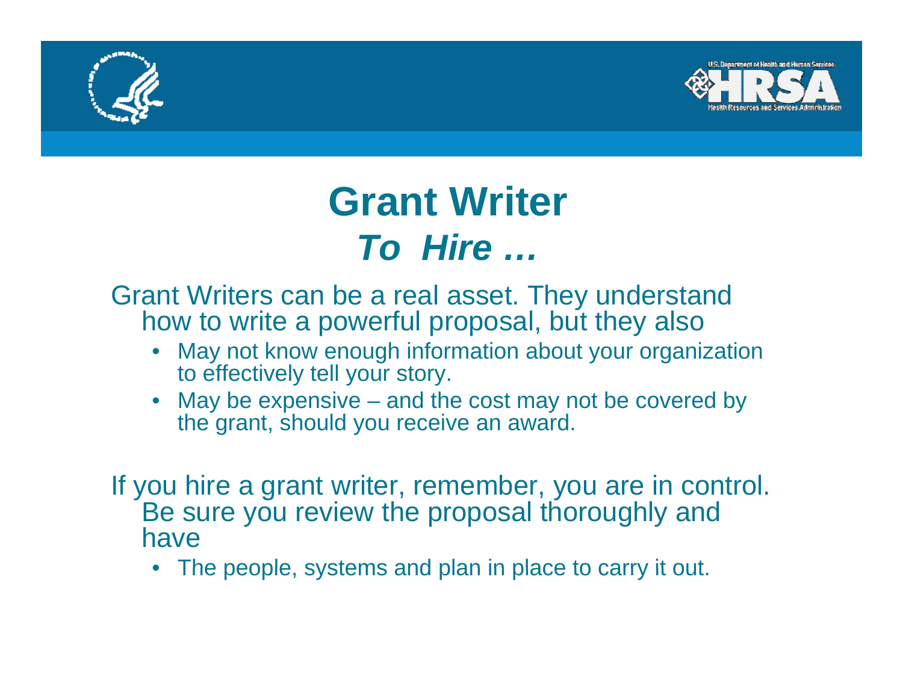# Grant Writer
## *To Hire …*

Grant Writers can be a real asset. They understand how to write a powerful proposal, but they also

- May not know enough information about your organization to effectively tell your story.
- May be expensive – and the cost may not be covered by the grant, should you receive an award.

If you hire a grant writer, remember, you are in control. Be sure you review the proposal thoroughly and have

- The people, systems and plan in place to carry it out.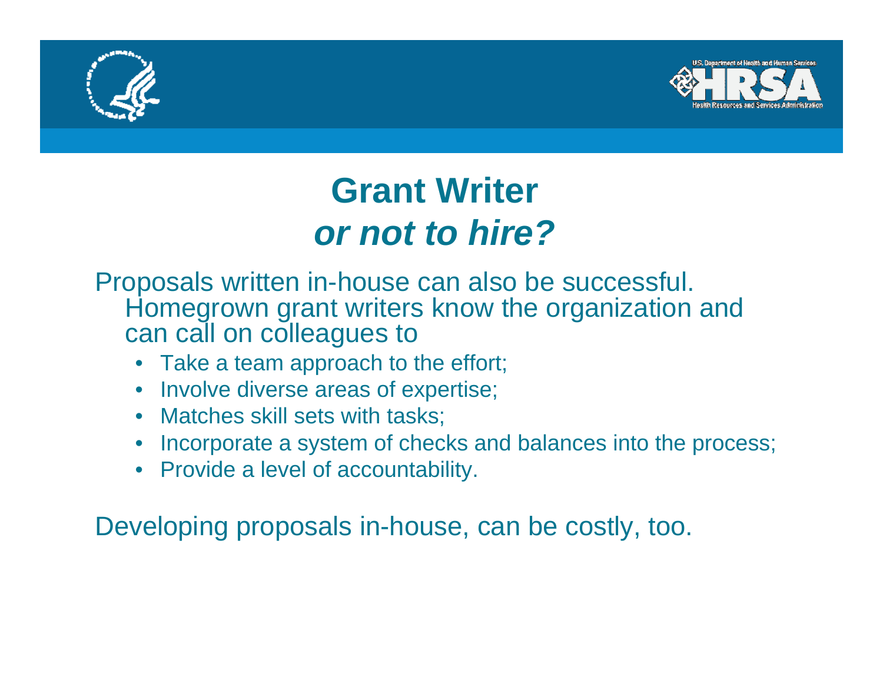# Grant Writer

## *or not to hire?*

Proposals written in-house can also be successful. Homegrown grant writers know the organization and can call on colleagues to

- Take a team approach to the effort;
- Involve diverse areas of expertise;
- Matches skill sets with tasks;
- Incorporate a system of checks and balances into the process;
- Provide a level of accountability.

Developing proposals in-house, can be costly, too.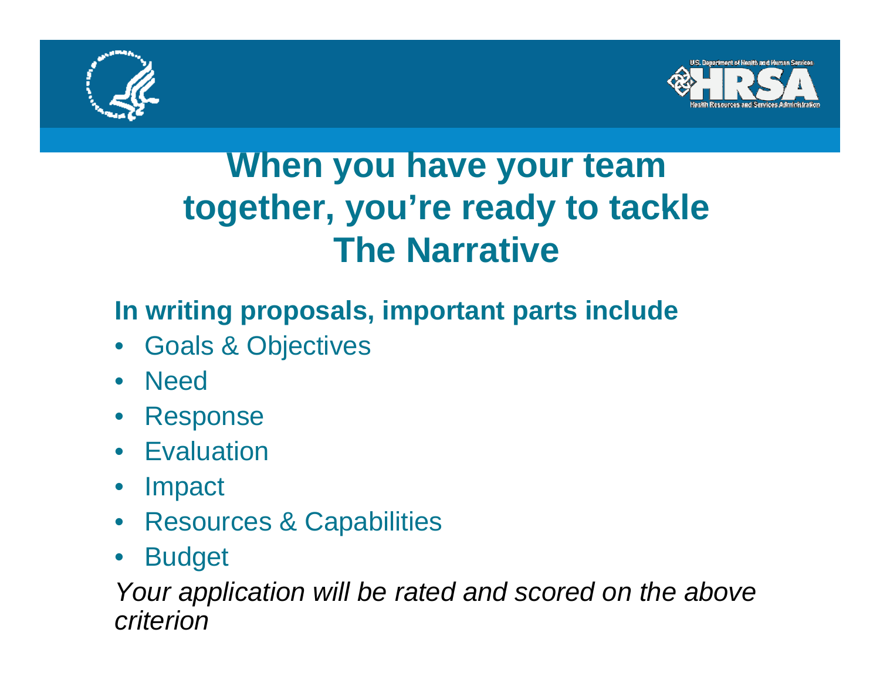# When you have your team together, you're ready to tackle The Narrative

**In writing proposals, important parts include**

- Goals & Objectives
- Need
- Response
- Evaluation
- Impact
- Resources & Capabilities
- Budget

*Your application will be rated and scored on the above criterion*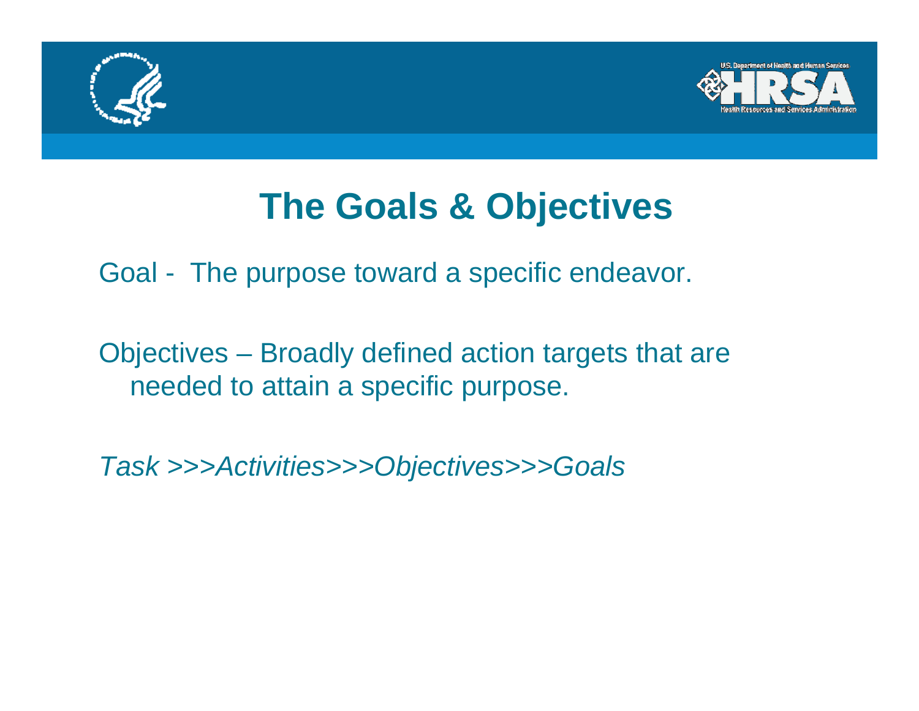# The Goals & Objectives

Goal - The purpose toward a specific endeavor.

Objectives – Broadly defined action targets that are needed to attain a specific purpose.

*Task >>>Activities>>>Objectives>>>Goals*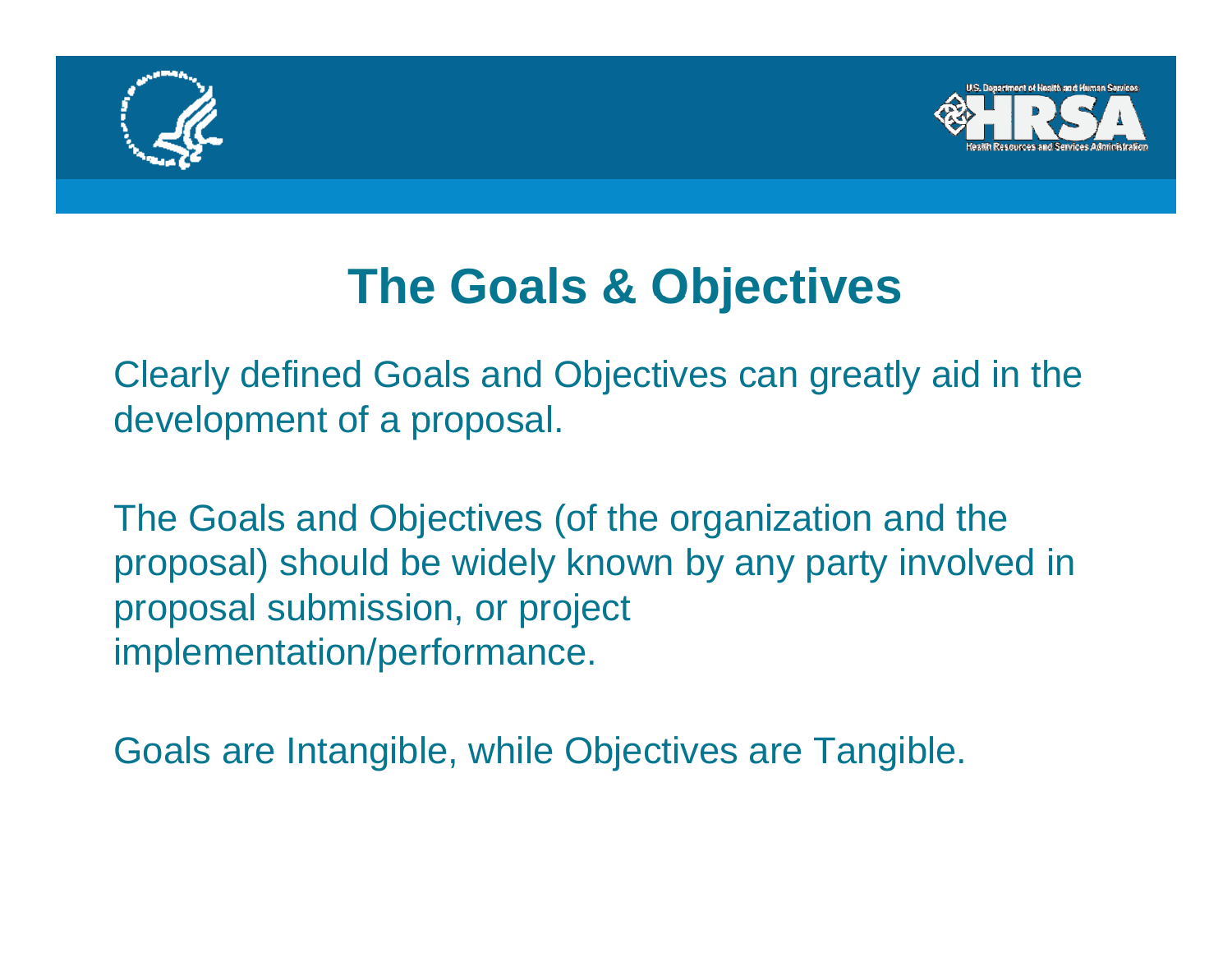# The Goals & Objectives

Clearly defined Goals and Objectives can greatly aid in the development of a proposal.

The Goals and Objectives (of the organization and the proposal) should be widely known by any party involved in proposal submission, or project implementation/performance.

Goals are Intangible, while Objectives are Tangible.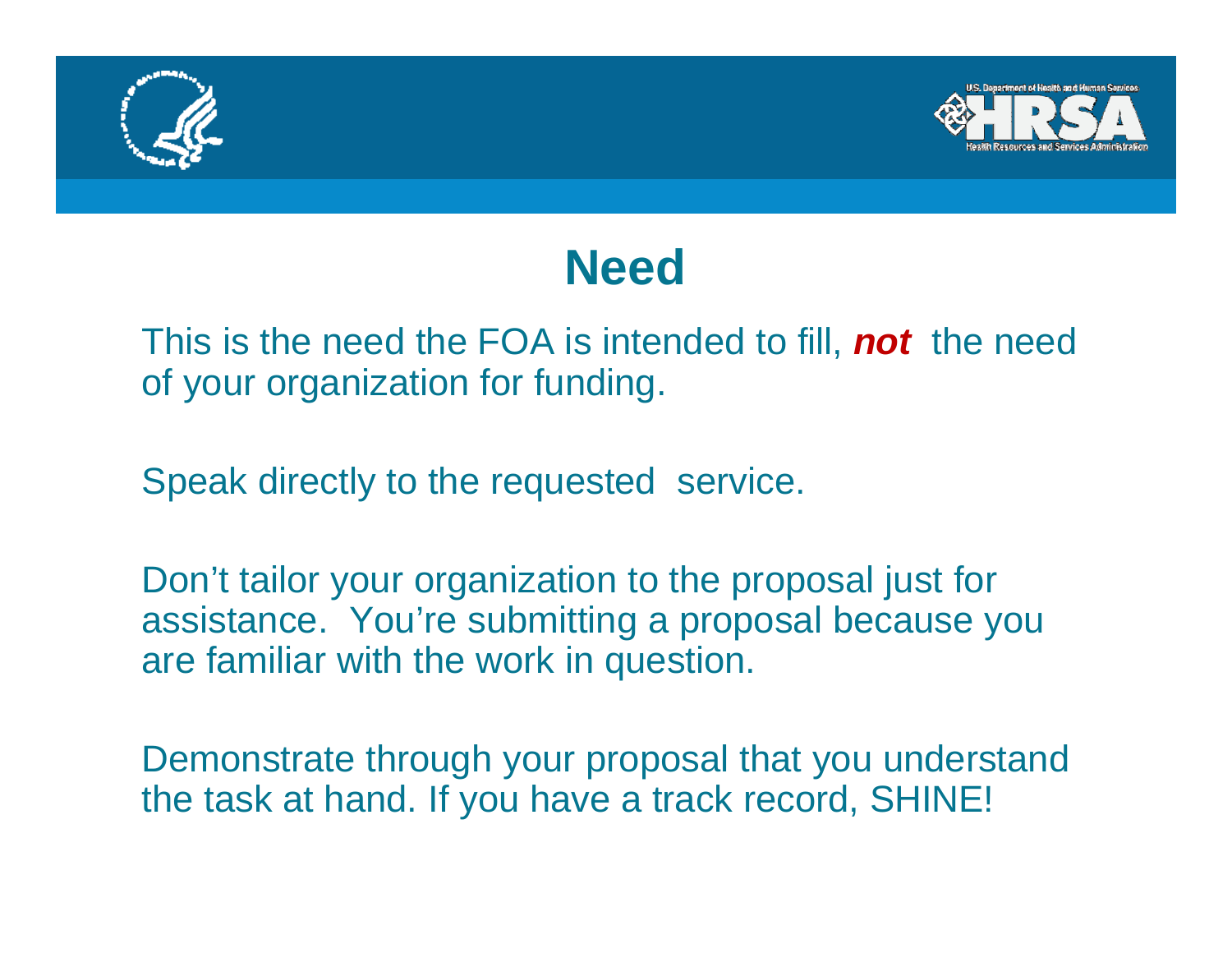# Need

This is the need the FOA is intended to fill, ***not*** the need of your organization for funding.

Speak directly to the requested service.

Don't tailor your organization to the proposal just for assistance. You're submitting a proposal because you are familiar with the work in question.

Demonstrate through your proposal that you understand the task at hand. If you have a track record, SHINE!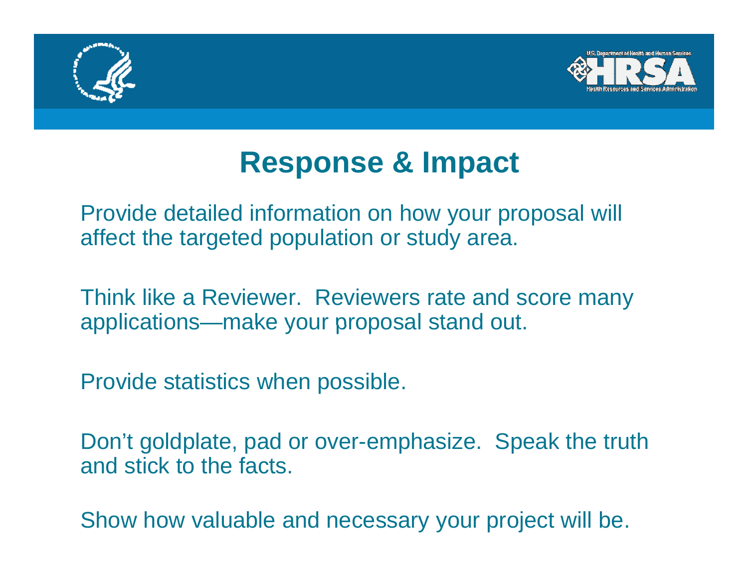# Response & Impact

Provide detailed information on how your proposal will affect the targeted population or study area.

Think like a Reviewer. Reviewers rate and score many applications—make your proposal stand out.

Provide statistics when possible.

Don't goldplate, pad or over-emphasize. Speak the truth and stick to the facts.

Show how valuable and necessary your project will be.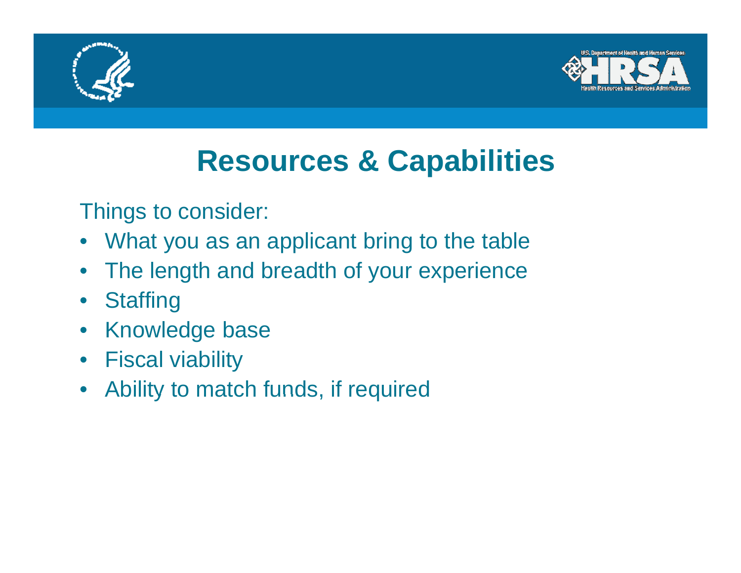# Resources & Capabilities

Things to consider:

- What you as an applicant bring to the table
- The length and breadth of your experience
- Staffing
- Knowledge base
- Fiscal viability
- Ability to match funds, if required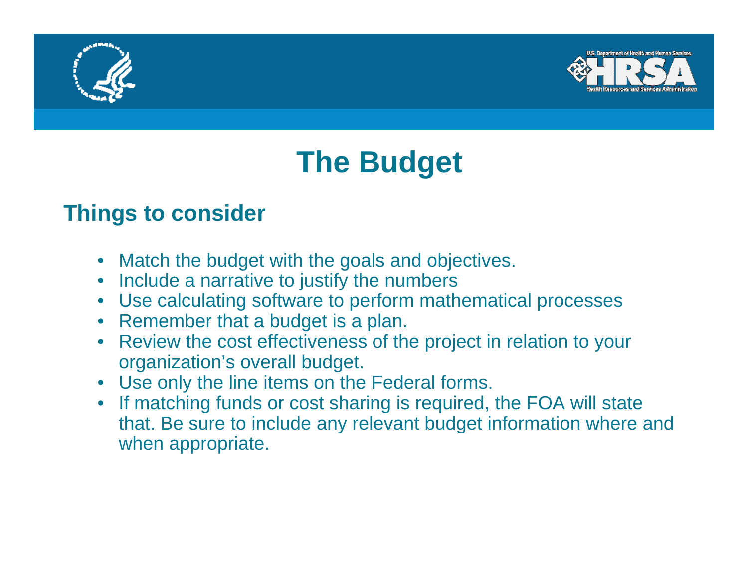# The Budget

## Things to consider

- Match the budget with the goals and objectives.
- Include a narrative to justify the numbers
- Use calculating software to perform mathematical processes
- Remember that a budget is a plan.
- Review the cost effectiveness of the project in relation to your organization's overall budget.
- Use only the line items on the Federal forms.
- If matching funds or cost sharing is required, the FOA will state that. Be sure to include any relevant budget information where and when appropriate.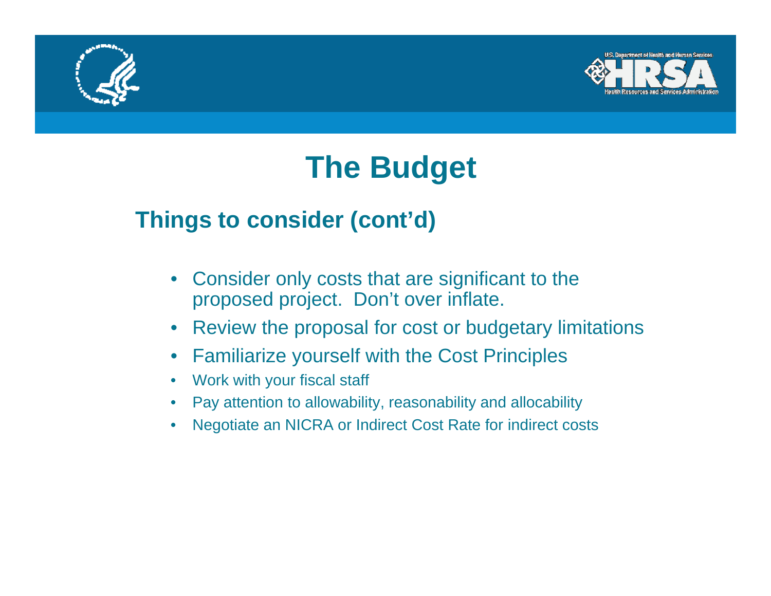# The Budget

## Things to consider (cont'd)

- Consider only costs that are significant to the proposed project. Don't over inflate.
- Review the proposal for cost or budgetary limitations
- Familiarize yourself with the Cost Principles
- Work with your fiscal staff
- Pay attention to allowability, reasonability and allocability
- Negotiate an NICRA or Indirect Cost Rate for indirect costs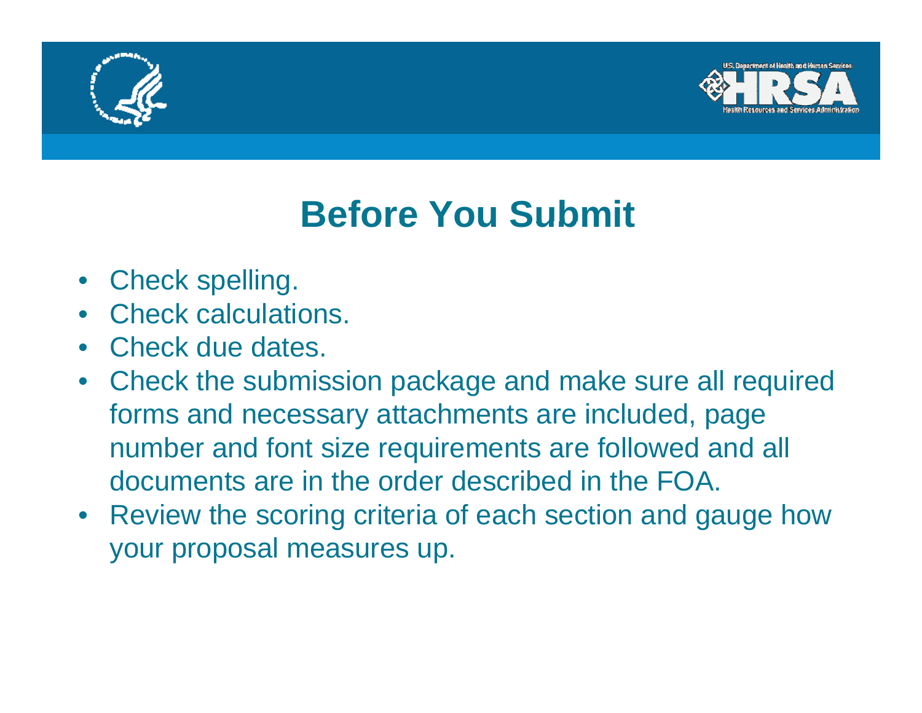# Before You Submit

- Check spelling.
- Check calculations.
- Check due dates.
- Check the submission package and make sure all required forms and necessary attachments are included, page number and font size requirements are followed and all documents are in the order described in the FOA.
- Review the scoring criteria of each section and gauge how your proposal measures up.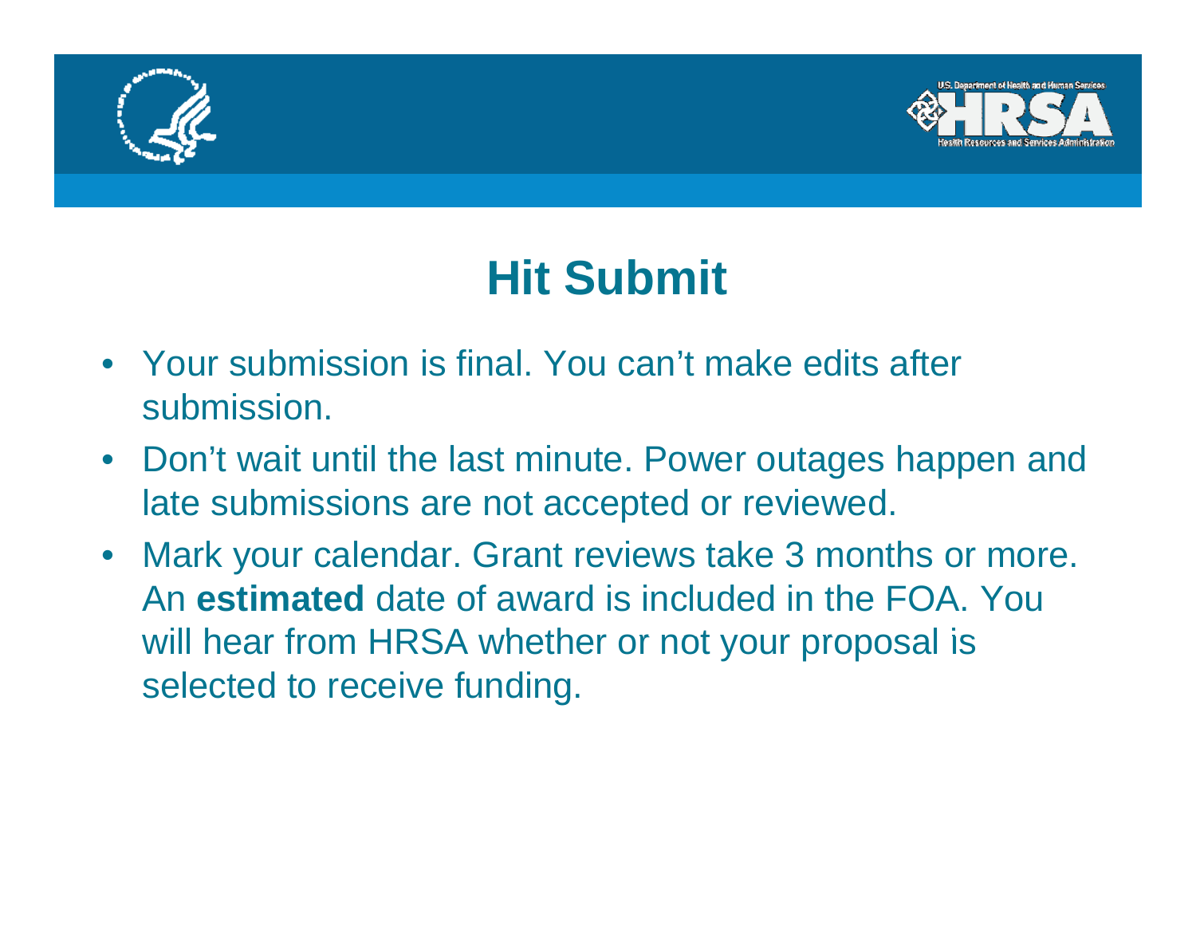# Hit Submit

- Your submission is final. You can't make edits after submission.
- Don't wait until the last minute. Power outages happen and late submissions are not accepted or reviewed.
- Mark your calendar. Grant reviews take 3 months or more. An **estimated** date of award is included in the FOA. You will hear from HRSA whether or not your proposal is selected to receive funding.